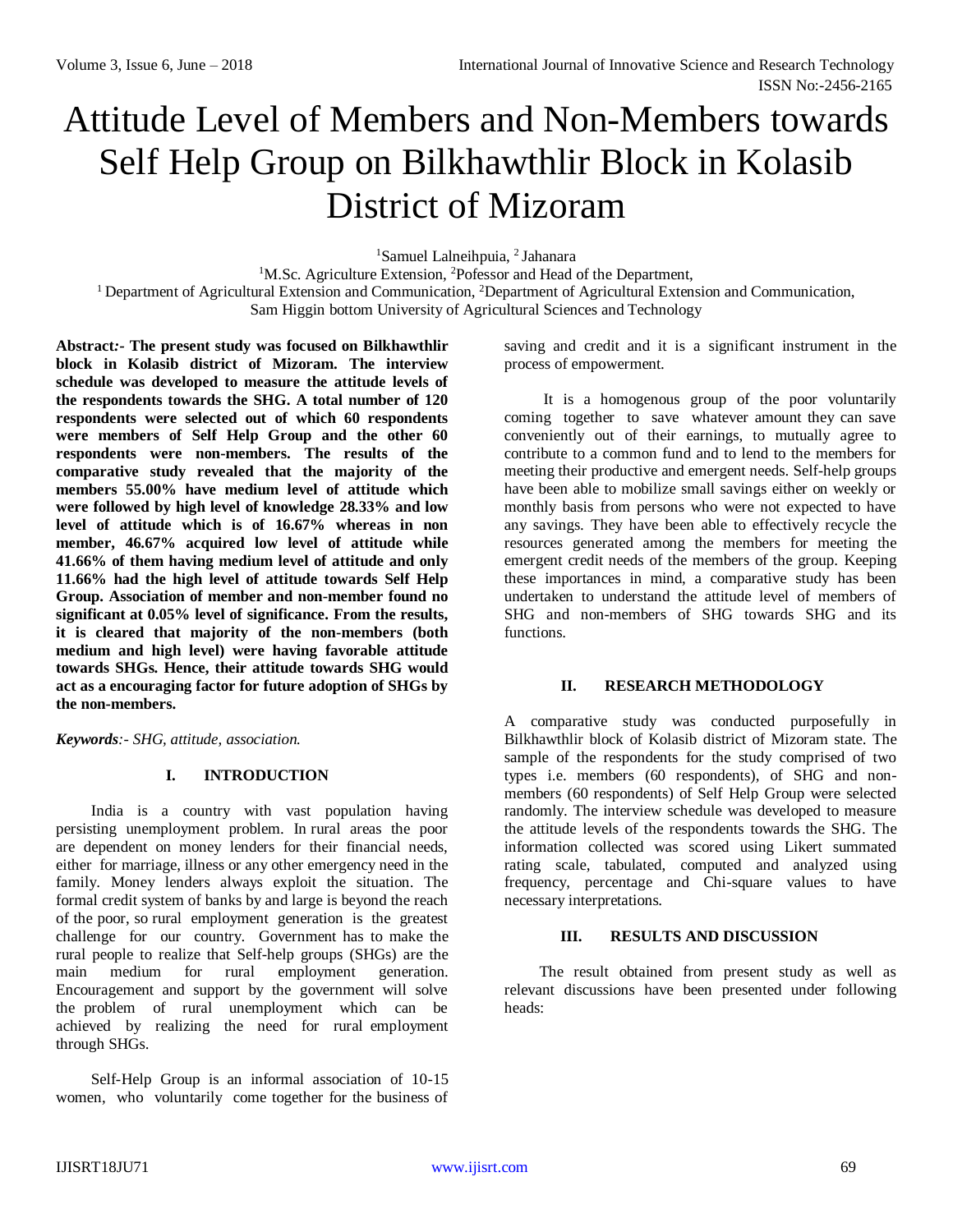# Attitude Level of Members and Non-Members towards Self Help Group on Bilkhawthlir Block in Kolasib District of Mizoram

[1]Samuel Lalneihpuia, [2] Jahanara

[1]M.Sc. Agriculture Extension, [2]Pofessor and Head of the Department,

[1] Department of Agricultural Extension and Communication, [2]Department of Agricultural Extension and Communication, Sam Higgin bottom University of Agricultural Sciences and Technology

**Abstract:- The present study was focused on Bilkhawthlir block in Kolasib district of Mizoram. The interview schedule was developed to measure the attitude levels of the respondents towards the SHG. A total number of 120 respondents were selected out of which 60 respondents were members of Self Help Group and the other 60 respondents were non-members. The results of the comparative study revealed that the majority of the members 55.00% have medium level of attitude which were followed by high level of knowledge 28.33% and low level of attitude which is of 16.67% whereas in non member, 46.67% acquired low level of attitude while 41.66% of them having medium level of attitude and only 11.66% had the high level of attitude towards Self Help Group. Association of member and non-member found no significant at 0.05% level of significance. From the results, it is cleared that majority of the non-members (both medium and high level) were having favorable attitude towards SHGs. Hence, their attitude towards SHG would act as a encouraging factor for future adoption of SHGs by the non-members.**

***Keywords**:- SHG, attitude, association.*

## I. INTRODUCTION

India is a country with vast population having persisting unemployment problem. In rural areas the poor are dependent on money lenders for their financial needs, either for marriage, illness or any other emergency need in the family. Money lenders always exploit the situation. The formal credit system of banks by and large is beyond the reach of the poor, so rural employment generation is the greatest challenge for our country. Government has to make the rural people to realize that Self-help groups (SHGs) are the main medium for rural employment generation. Encouragement and support by the government will solve the problem of rural unemployment which can be achieved by realizing the need for rural employment through SHGs.

Self-Help Group is an informal association of 10-15 women, who voluntarily come together for the business of saving and credit and it is a significant instrument in the process of empowerment.

It is a homogenous group of the poor voluntarily coming together to save whatever amount they can save conveniently out of their earnings, to mutually agree to contribute to a common fund and to lend to the members for meeting their productive and emergent needs. Self-help groups have been able to mobilize small savings either on weekly or monthly basis from persons who were not expected to have any savings. They have been able to effectively recycle the resources generated among the members for meeting the emergent credit needs of the members of the group. Keeping these importances in mind, a comparative study has been undertaken to understand the attitude level of members of SHG and non-members of SHG towards SHG and its functions.

## II. RESEARCH METHODOLOGY

A comparative study was conducted purposefully in Bilkhawthlir block of Kolasib district of Mizoram state. The sample of the respondents for the study comprised of two types i.e. members (60 respondents), of SHG and non-members (60 respondents) of Self Help Group were selected randomly. The interview schedule was developed to measure the attitude levels of the respondents towards the SHG. The information collected was scored using Likert summated rating scale, tabulated, computed and analyzed using frequency, percentage and Chi-square values to have necessary interpretations.

## III. RESULTS AND DISCUSSION

The result obtained from present study as well as relevant discussions have been presented under following heads: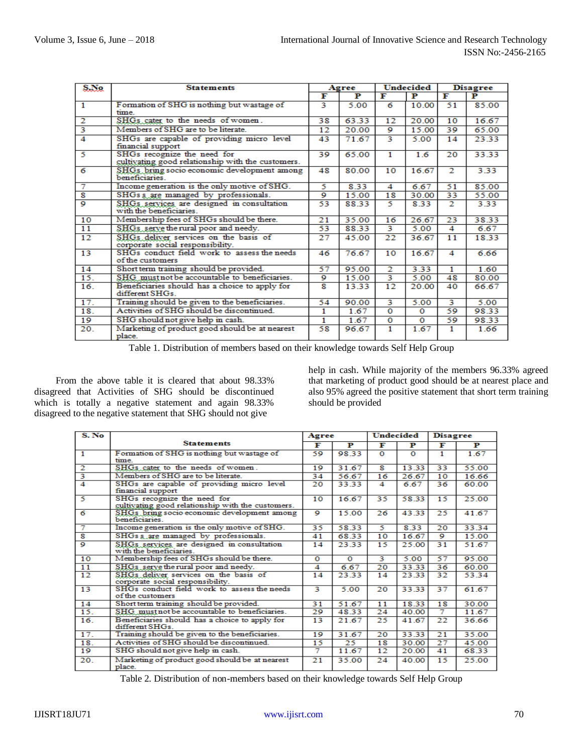| S.No | Statements | Agree | | Undecided | | Disagree | |
|---|---|---|---|---|---|---|---|
| | | F | P | F | P | F | P |
| 1 | Formation of SHG is nothing but wastage of time. | 3 | 5.00 | 6 | 10.00 | 51 | 85.00 |
| 2 | SHGs cater to the needs of women. | 38 | 63.33 | 12 | 20.00 | 10 | 16.67 |
| 3 | Members of SHG are to be literate. | 12 | 20.00 | 9 | 15.00 | 39 | 65.00 |
| 4 | SHGs are capable of providing micro level financial support | 43 | 71.67 | 3 | 5.00 | 14 | 23.33 |
| 5 | SHGs recognize the need for cultivating good relationship with the customers. | 39 | 65.00 | 1 | 1.6 | 20 | 33.33 |
| 6 | SHGs bring socio economic development among beneficiaries. | 48 | 80.00 | 10 | 16.67 | 2 | 3.33 |
| 7 | Income generation is the only motive of SHG. | 5 | 8.33 | 4 | 6.67 | 51 | 85.00 |
| 8 | SHGs s are managed by professionals. | 9 | 15.00 | 18 | 30.00 | 33 | 55.00 |
| 9 | SHGs services are designed in consultation with the beneficiaries. | 53 | 88.33 | 5 | 8.33 | 2 | 3.33 |
| 10 | Membership fees of SHGs should be there. | 21 | 35.00 | 16 | 26.67 | 23 | 38.33 |
| 11 | SHGs serve the rural poor and needy. | 53 | 88.33 | 3 | 5.00 | 4 | 6.67 |
| 12 | SHGs deliver services on the basis of corporate social responsibility. | 27 | 45.00 | 22 | 36.67 | 11 | 18.33 |
| 13 | SHGs conduct field work to assess the needs of the customers | 46 | 76.67 | 10 | 16.67 | 4 | 6.66 |
| 14 | Short term training should be provided. | 57 | 95.00 | 2 | 3.33 | 1 | 1.60 |
| 15. | SHG must not be accountable to beneficiaries. | 9 | 15.00 | 3 | 5.00 | 48 | 80.00 |
| 16. | Beneficiaries should has a choice to apply for different SHGs. | 8 | 13.33 | 12 | 20.00 | 40 | 66.67 |
| 17. | Training should be given to the beneficiaries. | 54 | 90.00 | 3 | 5.00 | 3 | 5.00 |
| 18. | Activities of SHG should be discontinued. | 1 | 1.67 | 0 | 0 | 59 | 98.33 |
| 19 | SHG should not give help in cash. | 1 | 1.67 | 0 | 0 | 59 | 98.33 |
| 20. | Marketing of product good should be at nearest place. | 58 | 96.67 | 1 | 1.67 | 1 | 1.66 |

Table 1. Distribution of members based on their knowledge towards Self Help Group

From the above table it is cleared that about 98.33% disagreed that Activities of SHG should be discontinued which is totally a negative statement and again 98.33% disagreed to the negative statement that SHG should not give help in cash. While majority of the members 96.33% agreed that marketing of product good should be at nearest place and also 95% agreed the positive statement that short term training should be provided

| S. No | Statements | Agree | | Undecided | | Disagree | |
|---|---|---|---|---|---|---|---|
| | | F | P | F | P | F | P |
| 1 | Formation of SHG is nothing but wastage of time. | 59 | 98.33 | 0 | 0 | 1 | 1.67 |
| 2 | SHGs cater to the needs of women. | 19 | 31.67 | 8 | 13.33 | 33 | 55.00 |
| 3 | Members of SHG are to be literate. | 34 | 56.67 | 16 | 26.67 | 10 | 16.66 |
| 4 | SHGs are capable of providing micro level financial support | 20 | 33.33 | 4 | 6.67 | 36 | 60.00 |
| 5 | SHGs recognize the need for cultivating good relationship with the customers. | 10 | 16.67 | 35 | 58.33 | 15 | 25.00 |
| 6 | SHGs bring socio economic development among beneficiaries. | 9 | 15.00 | 26 | 43.33 | 25 | 41.67 |
| 7 | Income generation is the only motive of SHG. | 35 | 58.33 | 5 | 8.33 | 20 | 33.34 |
| 8 | SHGs s are managed by professionals. | 41 | 68.33 | 10 | 16.67 | 9 | 15.00 |
| 9 | SHGs services are designed in consultation with the beneficiaries. | 14 | 23.33 | 15 | 25.00 | 31 | 51.67 |
| 10 | Membership fees of SHGs should be there. | 0 | 0 | 3 | 5.00 | 57 | 95.00 |
| 11 | SHGs serve the rural poor and needy. | 4 | 6.67 | 20 | 33.33 | 36 | 60.00 |
| 12 | SHGs deliver services on the basis of corporate social responsibility. | 14 | 23.33 | 14 | 23.33 | 32 | 53.34 |
| 13 | SHGs conduct field work to assess the needs of the customers | 3 | 5.00 | 20 | 33.33 | 37 | 61.67 |
| 14 | Short term training should be provided. | 31 | 51.67 | 11 | 18.33 | 18 | 30.00 |
| 15. | SHG must not be accountable to beneficiaries. | 29 | 48.33 | 24 | 40.00 | 7 | 11.67 |
| 16. | Beneficiaries should has a choice to apply for different SHGs. | 13 | 21.67 | 25 | 41.67 | 22 | 36.66 |
| 17. | Training should be given to the beneficiaries. | 19 | 31.67 | 20 | 33.33 | 21 | 35.00 |
| 18. | Activities of SHG should be discontinued. | 15 | 25 | 18 | 30.00 | 27 | 45.00 |
| 19 | SHG should not give help in cash. | 7 | 11.67 | 12 | 20.00 | 41 | 68.33 |
| 20. | Marketing of product good should be at nearest place. | 21 | 35.00 | 24 | 40.00 | 15 | 25.00 |

Table 2. Distribution of non-members based on their knowledge towards Self Help Group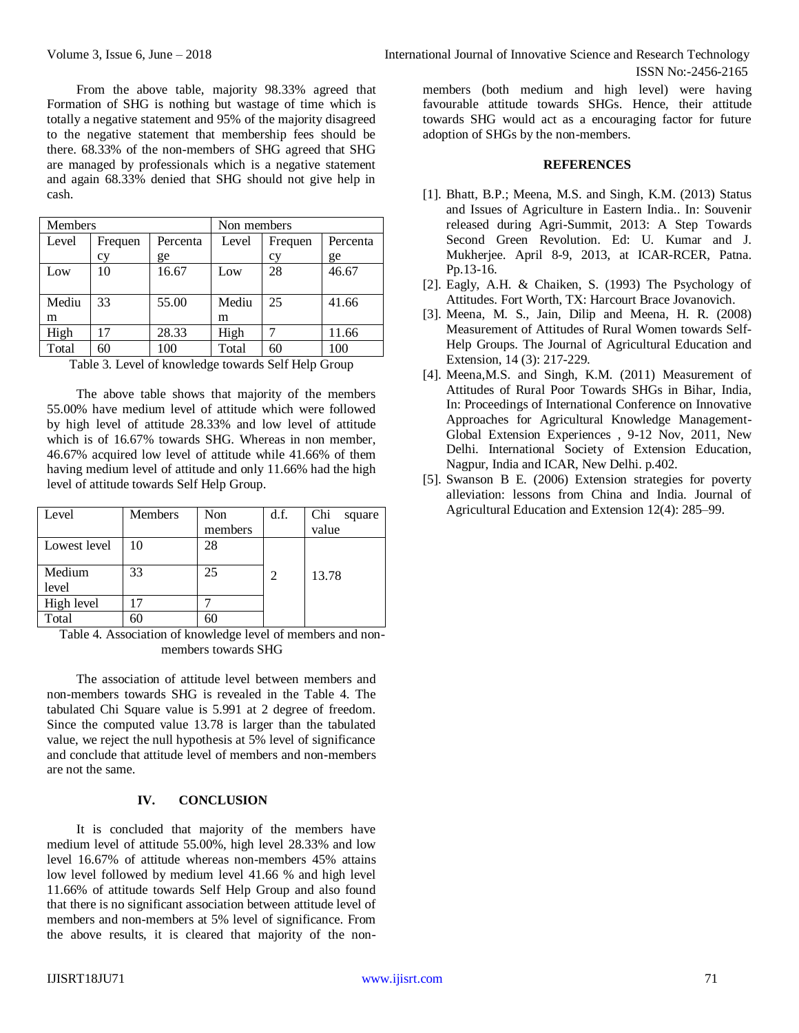From the above table, majority 98.33% agreed that Formation of SHG is nothing but wastage of time which is totally a negative statement and 95% of the majority disagreed to the negative statement that membership fees should be there. 68.33% of the non-members of SHG agreed that SHG are managed by professionals which is a negative statement and again 68.33% denied that SHG should not give help in cash.

| Members | | | Non members | | |
|---|---|---|---|---|---|
| Level | Frequency | Percentage | Level | Frequency | Percentage |
| Low | 10 | 16.67 | Low | 28 | 46.67 |
| Medium | 33 | 55.00 | Medium | 25 | 41.66 |
| High | 17 | 28.33 | High | 7 | 11.66 |
| Total | 60 | 100 | Total | 60 | 100 |

Table 3. Level of knowledge towards Self Help Group

The above table shows that majority of the members 55.00% have medium level of attitude which were followed by high level of attitude 28.33% and low level of attitude which is of 16.67% towards SHG. Whereas in non member, 46.67% acquired low level of attitude while 41.66% of them having medium level of attitude and only 11.66% had the high level of attitude towards Self Help Group.

| Level | Members | Non members | d.f. | Chi square value |
|---|---|---|---|---|
| Lowest level | 10 | 28 | 2 | 13.78 |
| Medium level | 33 | 25 | | |
| High level | 17 | 7 | | |
| Total | 60 | 60 | | |

Table 4. Association of knowledge level of members and non-members towards SHG

The association of attitude level between members and non-members towards SHG is revealed in the Table 4. The tabulated Chi Square value is 5.991 at 2 degree of freedom. Since the computed value 13.78 is larger than the tabulated value, we reject the null hypothesis at 5% level of significance and conclude that attitude level of members and non-members are not the same.

## IV. CONCLUSION

It is concluded that majority of the members have medium level of attitude 55.00%, high level 28.33% and low level 16.67% of attitude whereas non-members 45% attains low level followed by medium level 41.66 % and high level 11.66% of attitude towards Self Help Group and also found that there is no significant association between attitude level of members and non-members at 5% level of significance. From the above results, it is cleared that majority of the non-members (both medium and high level) were having favourable attitude towards SHGs. Hence, their attitude towards SHG would act as a encouraging factor for future adoption of SHGs by the non-members.

## REFERENCES

[1]. Bhatt, B.P.; Meena, M.S. and Singh, K.M. (2013) Status and Issues of Agriculture in Eastern India.. In: Souvenir released during Agri-Summit, 2013: A Step Towards Second Green Revolution. Ed: U. Kumar and J. Mukherjee. April 8-9, 2013, at ICAR-RCER, Patna. Pp.13-16.

[2]. Eagly, A.H. & Chaiken, S. (1993) The Psychology of Attitudes. Fort Worth, TX: Harcourt Brace Jovanovich.

[3]. Meena, M. S., Jain, Dilip and Meena, H. R. (2008) Measurement of Attitudes of Rural Women towards Self-Help Groups. The Journal of Agricultural Education and Extension, 14 (3): 217-229.

[4]. Meena,M.S. and Singh, K.M. (2011) Measurement of Attitudes of Rural Poor Towards SHGs in Bihar, India, In: Proceedings of International Conference on Innovative Approaches for Agricultural Knowledge Management-Global Extension Experiences , 9-12 Nov, 2011, New Delhi. International Society of Extension Education, Nagpur, India and ICAR, New Delhi. p.402.

[5]. Swanson B E. (2006) Extension strategies for poverty alleviation: lessons from China and India. Journal of Agricultural Education and Extension 12(4): 285–99.